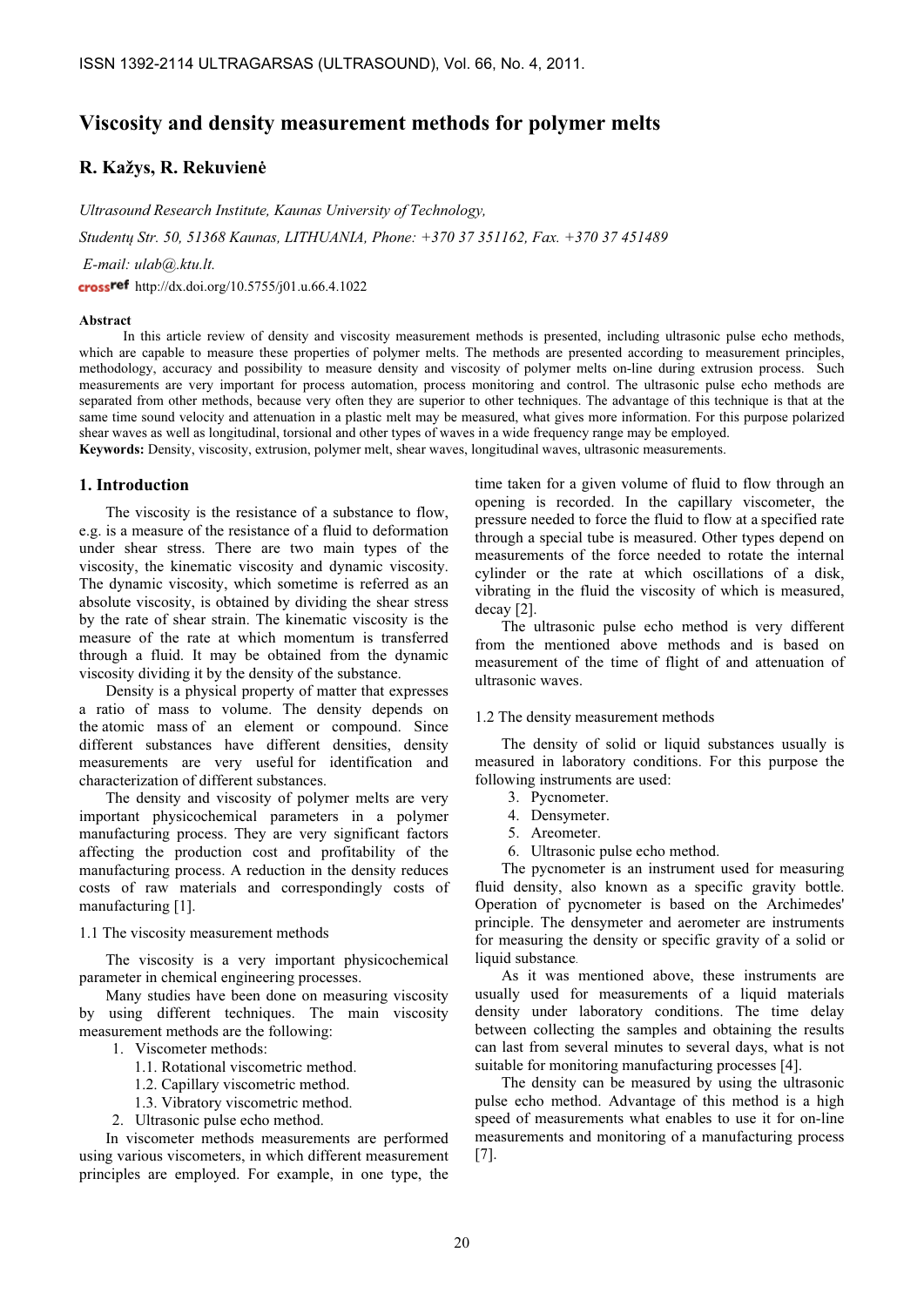# Viscosity and density measurement methods for polymer melts

**R. Kažys, R. Rekuvienė**

*Ultrasound Research Institute, Kaunas University of Technology,*

*Studentų Str. 50, 51368 Kaunas, LITHUANIA, Phone: +370 37 351162, Fax. +370 37 451489*

*E-mail: ulab@.ktu.lt.*

http://dx.doi.org/10.5755/j01.u.66.4.1022

**Abstract**

In this article review of density and viscosity measurement methods is presented, including ultrasonic pulse echo methods, which are capable to measure these properties of polymer melts. The methods are presented according to measurement principles, methodology, accuracy and possibility to measure density and viscosity of polymer melts on-line during extrusion process. Such measurements are very important for process automation, process monitoring and control. The ultrasonic pulse echo methods are separated from other methods, because very often they are superior to other techniques. The advantage of this technique is that at the same time sound velocity and attenuation in a plastic melt may be measured, what gives more information. For this purpose polarized shear waves as well as longitudinal, torsional and other types of waves in a wide frequency range may be employed.

**Keywords:** Density, viscosity, extrusion, polymer melt, shear waves, longitudinal waves, ultrasonic measurements.

## 1. Introduction

The viscosity is the resistance of a substance to flow, e.g. is a measure of the resistance of a fluid to deformation under shear stress. There are two main types of the viscosity, the kinematic viscosity and dynamic viscosity. The dynamic viscosity, which sometime is referred as an absolute viscosity, is obtained by dividing the shear stress by the rate of shear strain. The kinematic viscosity is the measure of the rate at which momentum is transferred through a fluid. It may be obtained from the dynamic viscosity dividing it by the density of the substance.

Density is a physical property of matter that expresses a ratio of mass to volume. The density depends on the atomic mass of an element or compound. Since different substances have different densities, density measurements are very useful for identification and characterization of different substances.

The density and viscosity of polymer melts are very important physicochemical parameters in a polymer manufacturing process. They are very significant factors affecting the production cost and profitability of the manufacturing process. A reduction in the density reduces costs of raw materials and correspondingly costs of manufacturing [1].

### 1.1 The viscosity measurement methods

The viscosity is a very important physicochemical parameter in chemical engineering processes.

Many studies have been done on measuring viscosity by using different techniques. The main viscosity measurement methods are the following:

1. Viscometer methods:
    1.1. Rotational viscometric method.
    1.2. Capillary viscometric method.
    1.3. Vibratory viscometric method.
2. Ultrasonic pulse echo method.

In viscometer methods measurements are performed using various viscometers, in which different measurement principles are employed. For example, in one type, the time taken for a given volume of fluid to flow through an opening is recorded. In the capillary viscometer, the pressure needed to force the fluid to flow at a specified rate through a special tube is measured. Other types depend on measurements of the force needed to rotate the internal cylinder or the rate at which oscillations of a disk, vibrating in the fluid the viscosity of which is measured, decay [2].

The ultrasonic pulse echo method is very different from the mentioned above methods and is based on measurement of the time of flight of and attenuation of ultrasonic waves.

### 1.2 The density measurement methods

The density of solid or liquid substances usually is measured in laboratory conditions. For this purpose the following instruments are used:

3. Pycnometer.
4. Densymeter.
5. Areometer.
6. Ultrasonic pulse echo method.

The pycnometer is an instrument used for measuring fluid density, also known as a specific gravity bottle. Operation of pycnometer is based on the Archimedes' principle. The densymeter and aerometer are instruments for measuring the density or specific gravity of a solid or liquid substance.

As it was mentioned above, these instruments are usually used for measurements of a liquid materials density under laboratory conditions. The time delay between collecting the samples and obtaining the results can last from several minutes to several days, what is not suitable for monitoring manufacturing processes [4].

The density can be measured by using the ultrasonic pulse echo method. Advantage of this method is a high speed of measurements what enables to use it for on-line measurements and monitoring of a manufacturing process [7].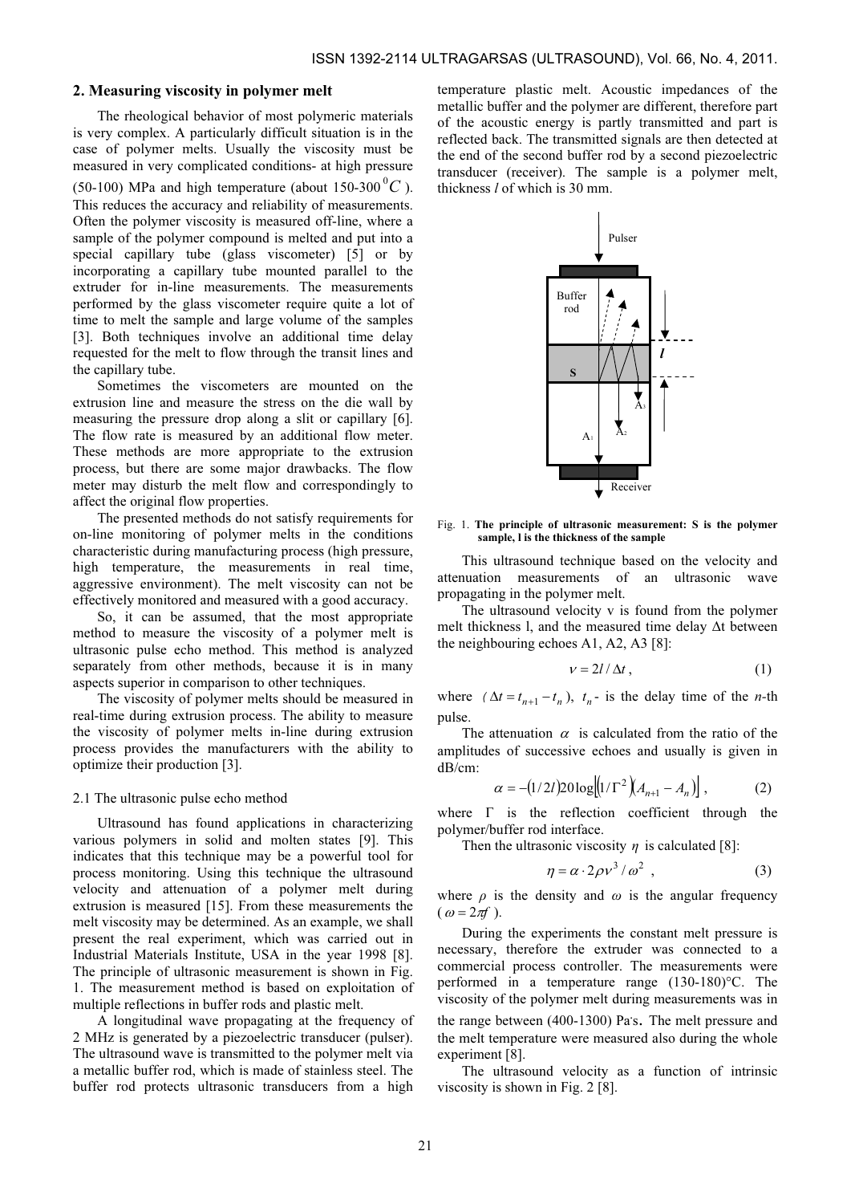## 2. Measuring viscosity in polymer melt

The rheological behavior of most polymeric materials is very complex. A particularly difficult situation is in the case of polymer melts. Usually the viscosity must be measured in very complicated conditions- at high pressure (50-100) MPa and high temperature (about 150-300 $^0C$ ). This reduces the accuracy and reliability of measurements. Often the polymer viscosity is measured off-line, where a sample of the polymer compound is melted and put into a special capillary tube (glass viscometer) [5] or by incorporating a capillary tube mounted parallel to the extruder for in-line measurements. The measurements performed by the glass viscometer require quite a lot of time to melt the samples and large volume of the samples [3]. Both techniques involve an additional time delay requested for the melt to flow through the transit lines and the capillary tube.

Sometimes the viscometers are mounted on the extrusion line and measure the stress on the die wall by measuring the pressure drop along a slit or capillary [6]. The flow rate is measured by an additional flow meter. These methods are more appropriate to the extrusion process, but there are some major drawbacks. The flow meter may disturb the melt flow and correspondingly to affect the original flow properties.

The presented methods do not satisfy requirements for on-line monitoring of polymer melts in the conditions characteristic during manufacturing process (high pressure, high temperature, the measurements in real time, aggressive environment). The melt viscosity can not be effectively monitored and measured with a good accuracy.

So, it can be assumed, that the most appropriate method to measure the viscosity of a polymer melt is ultrasonic pulse echo method. This method is analyzed separately from other methods, because it is in many aspects superior in comparison to other techniques.

The viscosity of polymer melts should be measured in real-time during extrusion process. The ability to measure the viscosity of polymer melts in-line during extrusion process provides the manufacturers with the ability to optimize their production [3].

### 2.1 The ultrasonic pulse echo method

Ultrasound has found applications in characterizing various polymers in solid and molten states [9]. This indicates that this technique may be a powerful tool for process monitoring. Using this technique the ultrasound velocity and attenuation of a polymer melt during extrusion is measured [15]. From these measurements the melt viscosity may be determined. As an example, we shall present the real experiment, which was carried out in Industrial Materials Institute, USA in the year 1998 [8]. The principle of ultrasonic measurement is shown in Fig. 1. The measurement method is based on exploitation of multiple reflections in buffer rods and plastic melt.

A longitudinal wave propagating at the frequency of 2 MHz is generated by a piezoelectric transducer (pulser). The ultrasound wave is transmitted to the polymer melt via a metallic buffer rod, which is made of stainless steel. The buffer rod protects ultrasonic transducers from a high temperature plastic melt. Acoustic impedances of the metallic buffer and the polymer are different, therefore part of the acoustic energy is partly transmitted and part is reflected back. The transmitted signals are then detected at the end of the second buffer rod by a second piezoelectric transducer (receiver). The sample is a polymer melt, thickness *l* of which is 30 mm.

Fig. 1. **The principle of ultrasonic measurement: S is the polymer sample, l is the thickness of the sample**

This ultrasound technique based on the velocity and attenuation measurements of an ultrasonic wave propagating in the polymer melt.

The ultrasound velocity v is found from the polymer melt thickness l, and the measured time delay Δt between the neighbouring echoes A1, A2, A3 [8]:

$$v = 2l / \Delta t\,, \tag{1}$$

where $(\Delta t = t_{n+1} - t_n)$, $t_n$ - is the delay time of the *n*-th pulse.

The attenuation $\alpha$ is calculated from the ratio of the amplitudes of successive echoes and usually is given in dB/cm:

$$\alpha = -(1/2l)20\log\left[(1/\Gamma^2)(A_{n+1} - A_n)\right], \tag{2}$$

where $\Gamma$ is the reflection coefficient through the polymer/buffer rod interface.

Then the ultrasonic viscosity $\eta$ is calculated [8]:

$$\eta = \alpha \cdot 2\rho v^3 / \omega^2\,, \tag{3}$$

where *ρ* is the density and *ω* is the angular frequency ( $\omega = 2\pi f$ ).

During the experiments the constant melt pressure is necessary, therefore the extruder was connected to a commercial process controller. The measurements were performed in a temperature range (130-180)°C. The viscosity of the polymer melt during measurements was in the range between (400-1300) Pa·s. The melt pressure and the melt temperature were measured also during the whole experiment [8].

The ultrasound velocity as a function of intrinsic viscosity is shown in Fig. 2 [8].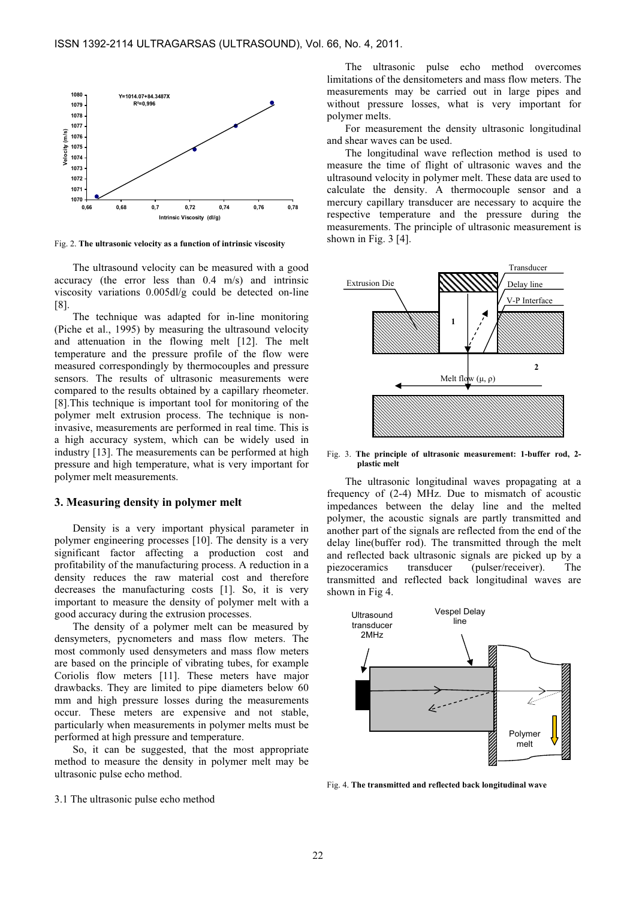Fig. 2. **The ultrasonic velocity as a function of intrinsic viscosity**

The ultrasound velocity can be measured with a good accuracy (the error less than 0.4 m/s) and intrinsic viscosity variations 0.005dl/g could be detected on-line [8].

The technique was adapted for in-line monitoring (Piche et al., 1995) by measuring the ultrasound velocity and attenuation in the flowing melt [12]. The melt temperature and the pressure profile of the flow were measured correspondingly by thermocouples and pressure sensors. The results of ultrasonic measurements were compared to the results obtained by a capillary rheometer. [8].This technique is important tool for monitoring of the polymer melt extrusion process. The technique is non-invasive, measurements are performed in real time. This is a high accuracy system, which can be widely used in industry [13]. The measurements can be performed at high pressure and high temperature, what is very important for polymer melt measurements.

## 3. Measuring density in polymer melt

Density is a very important physical parameter in polymer engineering processes [10]. The density is a very significant factor affecting a production cost and profitability of the manufacturing process. A reduction in a density reduces the raw material cost and therefore decreases the manufacturing costs [1]. So, it is very important to measure the density of polymer melt with a good accuracy during the extrusion processes.

The density of a polymer melt can be measured by densymeters, pycnometers and mass flow meters. The most commonly used densymeters and mass flow meters are based on the principle of vibrating tubes, for example Coriolis flow meters [11]. These meters have major drawbacks. They are limited to pipe diameters below 60 mm and high pressure losses during the measurements occur. These meters are expensive and not stable, particularly when measurements in polymer melts must be performed at high pressure and temperature.

So, it can be suggested, that the most appropriate method to measure the density in polymer melt may be ultrasonic pulse echo method.

### 3.1 The ultrasonic pulse echo method

The ultrasonic pulse echo method overcomes limitations of the densitometers and mass flow meters. The measurements may be carried out in large pipes and without pressure losses, what is very important for polymer melts.

For measurement the density ultrasonic longitudinal and shear waves can be used.

The longitudinal wave reflection method is used to measure the time of flight of ultrasonic waves and the ultrasound velocity in polymer melt. These data are used to calculate the density. A thermocouple sensor and a mercury capillary transducer are necessary to acquire the respective temperature and the pressure during the measurements. The principle of ultrasonic measurement is shown in Fig. 3 [4].

Fig. 3. **The principle of ultrasonic measurement: 1-buffer rod, 2-plastic melt**

The ultrasonic longitudinal waves propagating at a frequency of (2-4) MHz. Due to mismatch of acoustic impedances between the delay line and the melted polymer, the acoustic signals are partly transmitted and another part of the signals are reflected from the end of the delay line(buffer rod). The transmitted through the melt and reflected back ultrasonic signals are picked up by a piezoceramics transducer (pulser/receiver). The transmitted and reflected back longitudinal waves are shown in Fig 4.

Fig. 4. **The transmitted and reflected back longitudinal wave**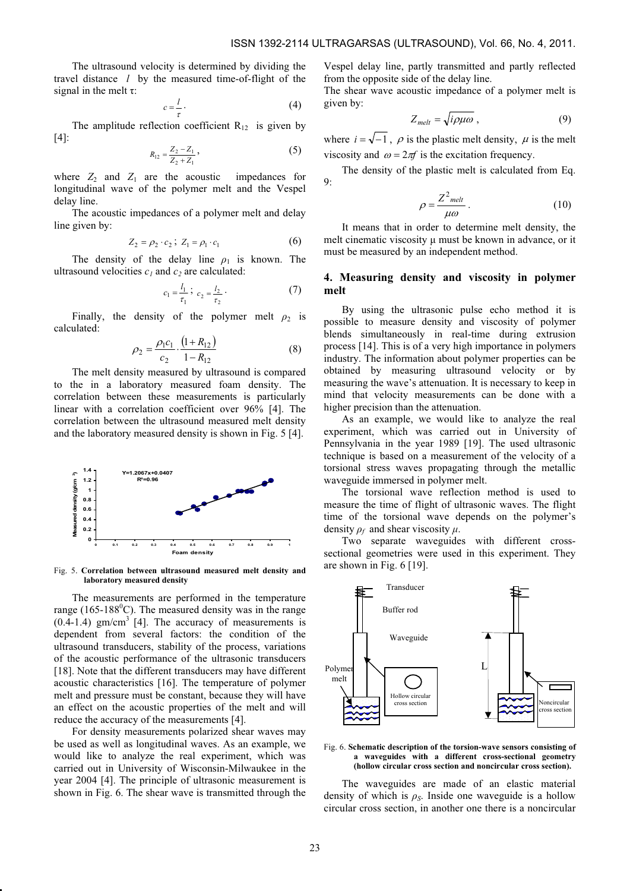The ultrasound velocity is determined by dividing the travel distance $l$ by the measured time-of-flight of the signal in the melt τ:

$$c = \frac{l}{\tau}. \tag{4}$$

The amplitude reflection coefficient $R_{12}$ is given by [4]:

$$R_{12} = \frac{Z_2 - Z_1}{Z_2 + Z_1}, \tag{5}$$

where $Z_2$ and $Z_1$ are the acoustic impedances for longitudinal wave of the polymer melt and the Vespel delay line.

The acoustic impedances of a polymer melt and delay line given by:

$$Z_2 = \rho_2 \cdot c_2; \; Z_1 = \rho_1 \cdot c_1 \tag{6}$$

The density of the delay line $\rho_1$ is known. The ultrasound velocities $c_1$ and $c_2$ are calculated:

$$c_1 = \frac{l_1}{\tau_1}; \; c_2 = \frac{l_2}{\tau_2}. \tag{7}$$

Finally, the density of the polymer melt $\rho_2$ is calculated:

$$\rho_2 = \frac{\rho_1 c_1}{c_2} \cdot \frac{(1 + R_{12})}{1 - R_{12}} \tag{8}$$

The melt density measured by ultrasound is compared to the in a laboratory measured foam density. The correlation between these measurements is particularly linear with a correlation coefficient over 96% [4]. The correlation between the ultrasound measured melt density and the laboratory measured density is shown in Fig. 5 [4].

Fig. 5. **Correlation between ultrasound measured melt density and laboratory measured density**

The measurements are performed in the temperature range (165-188$^0$C). The measured density was in the range (0.4-1.4) gm/cm$^3$ [4]. The accuracy of measurements is dependent from several factors: the condition of the ultrasound transducers, stability of the process, variations of the acoustic performance of the ultrasonic transducers [18]. Note that the different transducers may have different acoustic characteristics [16]. The temperature of polymer melt and pressure must be constant, because they will have an effect on the acoustic properties of the melt and will reduce the accuracy of the measurements [4].

For density measurements polarized shear waves may be used as well as longitudinal waves. As an example, we would like to analyze the real experiment, which was carried out in University of Wisconsin-Milwaukee in the year 2004 [4]. The principle of ultrasonic measurement is shown in Fig. 6. The shear wave is transmitted through the Vespel delay line, partly transmitted and partly reflected from the opposite side of the delay line.

The shear wave acoustic impedance of a polymer melt is given by:

$$Z_{melt} = \sqrt{i\rho\mu\omega}, \tag{9}$$

where $i = \sqrt{-1}$, $\rho$ is the plastic melt density, $\mu$ is the melt viscosity and $\omega = 2\pi f$ is the excitation frequency.

The density of the plastic melt is calculated from Eq. 9:

$$\rho = \frac{Z^2_{melt}}{\mu\omega}. \tag{10}$$

It means that in order to determine melt density, the melt cinematic viscosity μ must be known in advance, or it must be measured by an independent method.

## 4. Measuring density and viscosity in polymer melt

By using the ultrasonic pulse echo method it is possible to measure density and viscosity of polymer blends simultaneously in real-time during extrusion process [14]. This is of a very high importance in polymers industry. The information about polymer properties can be obtained by measuring ultrasound velocity or by measuring the wave's attenuation. It is necessary to keep in mind that velocity measurements can be done with a higher precision than the attenuation.

As an example, we would like to analyze the real experiment, which was carried out in University of Pennsylvania in the year 1989 [19]. The used ultrasonic technique is based on a measurement of the velocity of a torsional stress waves propagating through the metallic waveguide immersed in polymer melt.

The torsional wave reflection method is used to measure the time of flight of ultrasonic waves. The flight time of the torsional wave depends on the polymer's density $\rho_f$ and shear viscosity $\mu$.

Two separate waveguides with different cross-sectional geometries were used in this experiment. They are shown in Fig. 6 [19].

Fig. 6. **Schematic description of the torsion-wave sensors consisting of a waveguides with a different cross-sectional geometry (hollow circular cross section and noncircular cross section).**

The waveguides are made of an elastic material density of which is $\rho_S$. Inside one waveguide is a hollow circular cross section, in another one there is a noncircular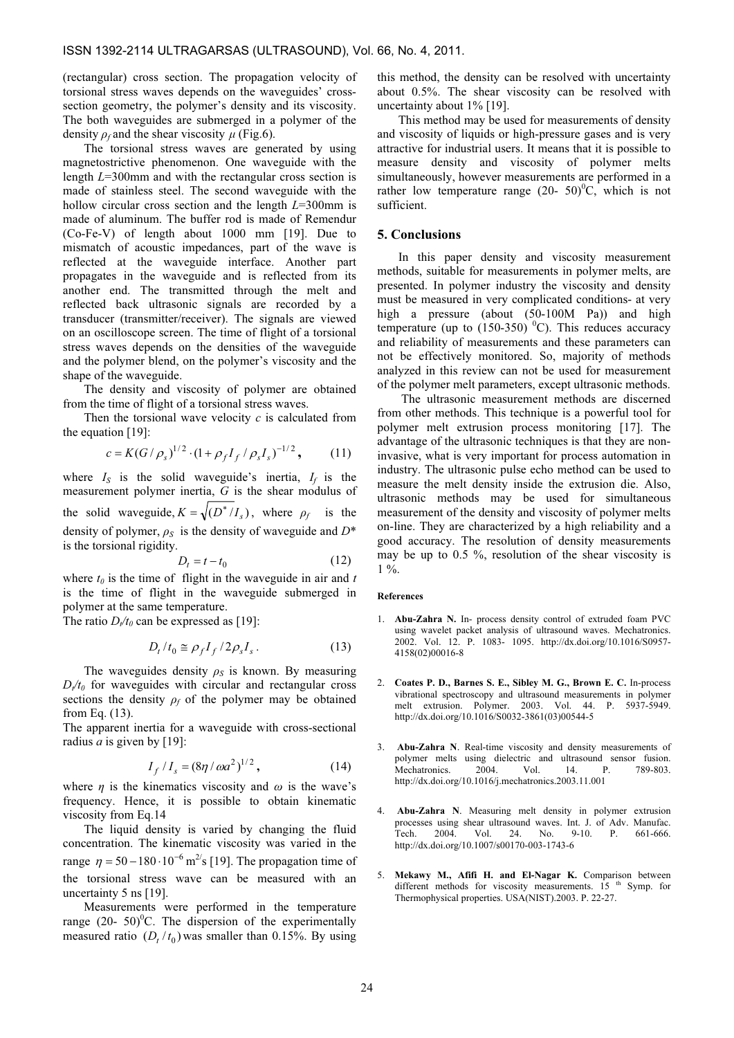(rectangular) cross section. The propagation velocity of torsional stress waves depends on the waveguides' cross-section geometry, the polymer's density and its viscosity. The both waveguides are submerged in a polymer of the density $\rho_f$ and the shear viscosity $\mu$ (Fig.6).

The torsional stress waves are generated by using magnetostrictive phenomenon. One waveguide with the length $L$=300mm and with the rectangular cross section is made of stainless steel. The second waveguide with the hollow circular cross section and the length $L$=300mm is made of aluminum. The buffer rod is made of Remendur (Co-Fe-V) of length about 1000 mm [19]. Due to mismatch of acoustic impedances, part of the wave is reflected at the waveguide interface. Another part propagates in the waveguide and is reflected from its another end. The transmitted through the melt and reflected back ultrasonic signals are recorded by a transducer (transmitter/receiver). The signals are viewed on an oscilloscope screen. The time of flight of a torsional stress waves depends on the densities of the waveguide and the polymer blend, on the polymer's viscosity and the shape of the waveguide.

The density and viscosity of polymer are obtained from the time of flight of a torsional stress waves.

Then the torsional wave velocity $c$ is calculated from the equation [19]:

$$c = K(G/\rho_s)^{1/2} \cdot (1 + \rho_f I_f / \rho_s I_s)^{-1/2}, \qquad (11)$$

where $I_S$ is the solid waveguide's inertia, $I_f$ is the measurement polymer inertia, $G$ is the shear modulus of the solid waveguide, $K = \sqrt{(D^*/I_s)}$, where $\rho_f$ is the density of polymer, $\rho_S$ is the density of waveguide and $D^*$ is the torsional rigidity.

$$D_t = t - t_0 \qquad (12)$$

where $t_0$ is the time of flight in the waveguide in air and $t$ is the time of flight in the waveguide submerged in polymer at the same temperature.

The ratio $D_t/t_0$ can be expressed as [19]:

$$D_t / t_0 \cong \rho_f I_f / 2\rho_s I_s. \qquad (13)$$

The waveguides density $\rho_S$ is known. By measuring $D_t/t_0$ for waveguides with circular and rectangular cross sections the density $\rho_f$ of the polymer may be obtained from Eq. (13).

The apparent inertia for a waveguide with cross-sectional radius $a$ is given by [19]:

$$I_f / I_s = (8\eta / \omega a^2)^{1/2}, \qquad (14)$$

where $\eta$ is the kinematics viscosity and $\omega$ is the wave's frequency. Hence, it is possible to obtain kinematic viscosity from Eq.14

The liquid density is varied by changing the fluid concentration. The kinematic viscosity was varied in the range $\eta = 50 - 180 \cdot 10^{-6}$ m$^{2}$/s [19]. The propagation time of the torsional stress wave can be measured with an uncertainty 5 ns [19].

Measurements were performed in the temperature range (20- 50)$^0$C. The dispersion of the experimentally measured ratio $(D_t/t_0)$ was smaller than 0.15%. By using this method, the density can be resolved with uncertainty about 0.5%. The shear viscosity can be resolved with uncertainty about 1% [19].

This method may be used for measurements of density and viscosity of liquids or high-pressure gases and is very attractive for industrial users. It means that it is possible to measure density and viscosity of polymer melts simultaneously, however measurements are performed in a rather low temperature range (20- 50)$^0$C, which is not sufficient.

## 5. Conclusions

In this paper density and viscosity measurement methods, suitable for measurements in polymer melts, are presented. In polymer industry the viscosity and density must be measured in very complicated conditions- at very high a pressure (about (50-100M Pa)) and high temperature (up to (150-350) $^0$C). This reduces accuracy and reliability of measurements and these parameters can not be effectively monitored. So, majority of methods analyzed in this review can not be used for measurement of the polymer melt parameters, except ultrasonic methods.

The ultrasonic measurement methods are discerned from other methods. This technique is a powerful tool for polymer melt extrusion process monitoring [17]. The advantage of the ultrasonic techniques is that they are non-invasive, what is very important for process automation in industry. The ultrasonic pulse echo method can be used to measure the melt density inside the extrusion die. Also, ultrasonic methods may be used for simultaneous measurement of the density and viscosity of polymer melts on-line. They are characterized by a high reliability and a good accuracy. The resolution of density measurements may be up to 0.5 %, resolution of the shear viscosity is 1 %.

#### References

1. **Abu-Zahra N.** In- process density control of extruded foam PVC using wavelet packet analysis of ultrasound waves. Mechatronics. 2002. Vol. 12. P. 1083- 1095. http://dx.doi.org/10.1016/S0957-4158(02)00016-8
2. **Coates P. D., Barnes S. E., Sibley M. G., Brown E. C.** In-process vibrational spectroscopy and ultrasound measurements in polymer melt extrusion. Polymer. 2003. Vol. 44. P. 5937-5949. http://dx.doi.org/10.1016/S0032-3861(03)00544-5
3. **Abu-Zahra N**. Real-time viscosity and density measurements of polymer melts using dielectric and ultrasound sensor fusion. Mechatronics. 2004. Vol. 14. P. 789-803. http://dx.doi.org/10.1016/j.mechatronics.2003.11.001
4. **Abu-Zahra N**. Measuring melt density in polymer extrusion processes using shear ultrasound waves. Int. J. of Adv. Manufac. Tech. 2004. Vol. 24. No. 9-10. P. 661-666. http://dx.doi.org/10.1007/s00170-003-1743-6
5. **Mekawy M., Afifi H. and El-Nagar K.** Comparison between different methods for viscosity measurements. 15 th Symp. for Thermophysical properties. USA(NIST).2003. P. 22-27.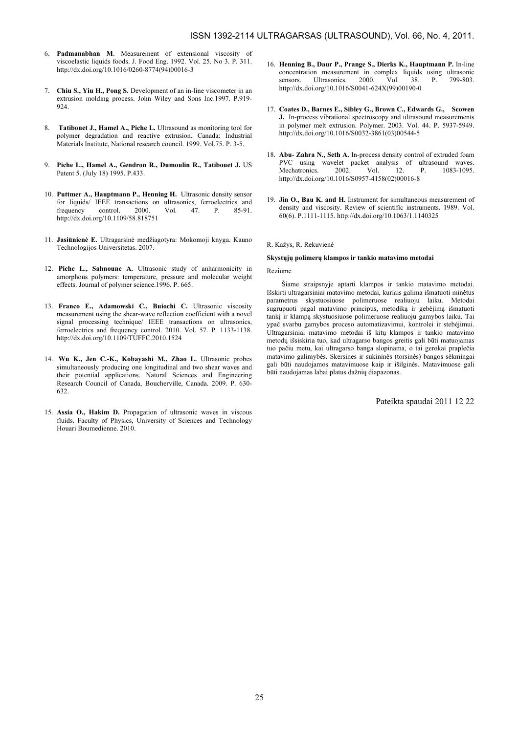6. **Padmanabhan M**. Measurement of extensional viscosity of viscoelastic liquids foods. J. Food Eng. 1992. Vol. 25. No 3. P. 311. http://dx.doi.org/10.1016/0260-8774(94)00016-3

7. **Chiu S., Yiu H., Pong S.** Development of an in-line viscometer in an extrusion molding process. John Wiley and Sons Inc.1997. P.919-924.

8. **Tatibouet J., Hamel A., Piche L.** Ultrasound as monitoring tool for polymer degradation and reactive extrusion. Canada: Industrial Materials Institute, National research council. 1999. Vol.75. P. 3-5.

9. **Piche L., Hamel A., Gendron R., Dumoulin R., Tatibouet J.** US Patent 5. (July 18) 1995. P.433.

10. **Puttmer A., Hauptmann P., Henning H.** Ultrasonic density sensor for liquids/ IEEE transactions on ultrasonics, ferroelectrics and frequency control. 2000. Vol. 47. P. 85-91. http://dx.doi.org/10.1109/58.818751

11. **Jasiūnienė E.** Ultragarsinė medžiagotyra: Mokomoji knyga. Kauno Technologijos Universitetas. 2007.

12. **Piche L., Sahnoune A.** Ultrasonic study of anharmonicity in amorphous polymers: temperature, pressure and molecular weight effects. Journal of polymer science.1996. P. 665.

13. **Franco E., Adamowski C., Buiochi C.** Ultrasonic viscosity measurement using the shear-wave reflection coefficient with a novel signal processing technique/ IEEE transactions on ultrasonics, ferroelectrics and frequency control. 2010. Vol. 57. P. 1133-1138. http://dx.doi.org/10.1109/TUFFC.2010.1524

14. **Wu K., Jen C.-K., Kobayashi M., Zhao L.** Ultrasonic probes simultaneously producing one longitudinal and two shear waves and their potential applications. Natural Sciences and Engineering Research Council of Canada, Boucherville, Canada. 2009. P. 630-632.

15. **Assia O., Hakim D.** Propagation of ultrasonic waves in viscous fluids. Faculty of Physics, University of Sciences and Technology Houari Boumedienne. 2010.

16. **Henning B., Daur P., Prange S., Dierks K., Hauptmann P.** In-line concentration measurement in complex liquids using ultrasonic sensors. Ultrasonics. 2000. Vol. 38. P. 799-803. http://dx.doi.org/10.1016/S0041-624X(99)00190-0

17. **Coates D., Barnes E., Sibley G., Brown C., Edwards G., Scowen J.** In-process vibrational spectroscopy and ultrasound measurements in polymer melt extrusion. Polymer. 2003. Vol. 44. P. 5937-5949. http://dx.doi.org/10.1016/S0032-3861(03)00544-5

18. **Abu- Zahra N., Seth A.** In-process density control of extruded foam PVC using wavelet packet analysis of ultrasound waves. Mechatronics. 2002. Vol. 12. P. 1083-1095. http://dx.doi.org/10.1016/S0957-4158(02)00016-8

19. **Jin O., Bau K. and H.** Instrument for simultaneous measurement of density and viscosity. Review of scientific instruments. 1989. Vol. 60(6). P.1111-1115. http://dx.doi.org/10.1063/1.1140325

R. Kažys, R. Rekuvienė

**Skystųjų polimerų klampos ir tankio matavimo metodai**

Reziumė

Šiame straipsnyje aptarti klampos ir tankio matavimo metodai. Išskirti ultragarsiniai matavimo metodai, kuriais galima išmatuoti minėtus parametrus skystuosiuose polimeruose realiuoju laiku. Metodai sugrupuoti pagal matavimo principus, metodiką ir gebėjimą išmatuoti tankį ir klampą skystuosiuose polimeruose realiuoju gamybos laiku. Tai ypač svarbu gamybos proceso automatizavimui, kontrolei ir stebėjimui. Ultragarsiniai matavimo metodai iš kitų klampos ir tankio matavimo metodų išsiskiria tuo, kad ultragarso bangos greitis gali būti matuojamas tuo pačiu metu, kai ultragarso banga slopinama, o tai gerokai praplečia matavimo galimybes. Skersines ir sukininės (torsinės) bangos sėkmingai gali būti naudojamos matavimuose kaip ir išilginės. Matavimuose gali būti naudojamas labai platus dažnių diapazonas.

Pateikta spaudai 2011 12 22